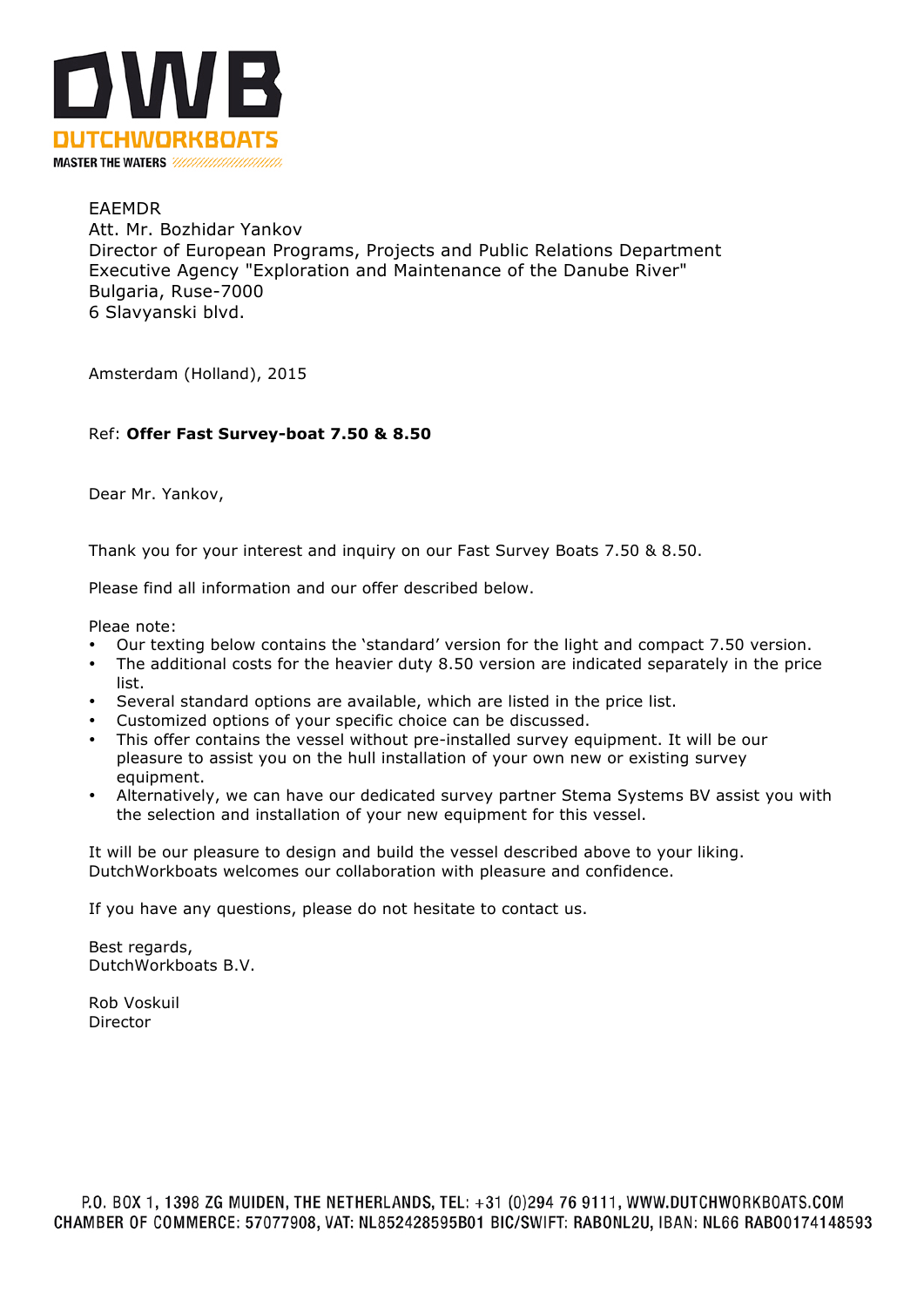**DWB**
**DUTCHWORKBOATS**
MASTER THE WATERS

EAEMDR
Att. Mr. Bozhidar Yankov
Director of European Programs, Projects and Public Relations Department
Executive Agency "Exploration and Maintenance of the Danube River"
Bulgaria, Ruse-7000
6 Slavyanski blvd.

Amsterdam (Holland), 2015

Ref: **Offer Fast Survey-boat 7.50 & 8.50**

Dear Mr. Yankov,

Thank you for your interest and inquiry on our Fast Survey Boats 7.50 & 8.50.

Please find all information and our offer described below.

Pleae note:

- Our texting below contains the 'standard' version for the light and compact 7.50 version.
- The additional costs for the heavier duty 8.50 version are indicated separately in the price list.
- Several standard options are available, which are listed in the price list.
- Customized options of your specific choice can be discussed.
- This offer contains the vessel without pre-installed survey equipment. It will be our pleasure to assist you on the hull installation of your own new or existing survey equipment.
- Alternatively, we can have our dedicated survey partner Stema Systems BV assist you with the selection and installation of your new equipment for this vessel.

It will be our pleasure to design and build the vessel described above to your liking. DutchWorkboats welcomes our collaboration with pleasure and confidence.

If you have any questions, please do not hesitate to contact us.

Best regards,
DutchWorkboats B.V.

Rob Voskuil
Director

P.O. BOX 1, 1398 ZG MUIDEN, THE NETHERLANDS, TEL: +31 (0)294 76 9111, WWW.DUTCHWORKBOATS.COM
CHAMBER OF COMMERCE: 57077908, VAT: NL852428595B01 BIC/SWIFT: RABONL2U, IBAN: NL66 RABO0174148593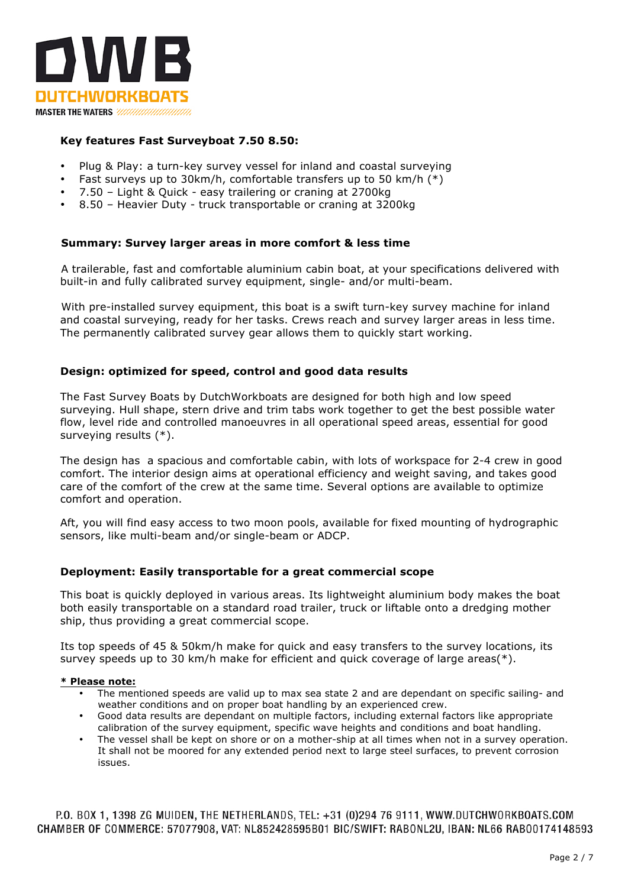**Key features Fast Surveyboat 7.50 8.50:**

- Plug & Play: a turn-key survey vessel for inland and coastal surveying
- Fast surveys up to 30km/h, comfortable transfers up to 50 km/h (*)
- 7.50 – Light & Quick - easy trailering or craning at 2700kg
- 8.50 – Heavier Duty - truck transportable or craning at 3200kg

**Summary: Survey larger areas in more comfort & less time**

A trailerable, fast and comfortable aluminium cabin boat, at your specifications delivered with built-in and fully calibrated survey equipment, single- and/or multi-beam.

With pre-installed survey equipment, this boat is a swift turn-key survey machine for inland and coastal surveying, ready for her tasks. Crews reach and survey larger areas in less time. The permanently calibrated survey gear allows them to quickly start working.

**Design: optimized for speed, control and good data results**

The Fast Survey Boats by DutchWorkboats are designed for both high and low speed surveying. Hull shape, stern drive and trim tabs work together to get the best possible water flow, level ride and controlled manoeuvres in all operational speed areas, essential for good surveying results (*).

The design has a spacious and comfortable cabin, with lots of workspace for 2-4 crew in good comfort. The interior design aims at operational efficiency and weight saving, and takes good care of the comfort of the crew at the same time. Several options are available to optimize comfort and operation.

Aft, you will find easy access to two moon pools, available for fixed mounting of hydrographic sensors, like multi-beam and/or single-beam or ADCP.

**Deployment: Easily transportable for a great commercial scope**

This boat is quickly deployed in various areas. Its lightweight aluminium body makes the boat both easily transportable on a standard road trailer, truck or liftable onto a dredging mother ship, thus providing a great commercial scope.

Its top speeds of 45 & 50km/h make for quick and easy transfers to the survey locations, its survey speeds up to 30 km/h make for efficient and quick coverage of large areas(*).

**\* Please note:**

- The mentioned speeds are valid up to max sea state 2 and are dependant on specific sailing- and weather conditions and on proper boat handling by an experienced crew.
- Good data results are dependant on multiple factors, including external factors like appropriate calibration of the survey equipment, specific wave heights and conditions and boat handling.
- The vessel shall be kept on shore or on a mother-ship at all times when not in a survey operation. It shall not be moored for any extended period next to large steel surfaces, to prevent corrosion issues.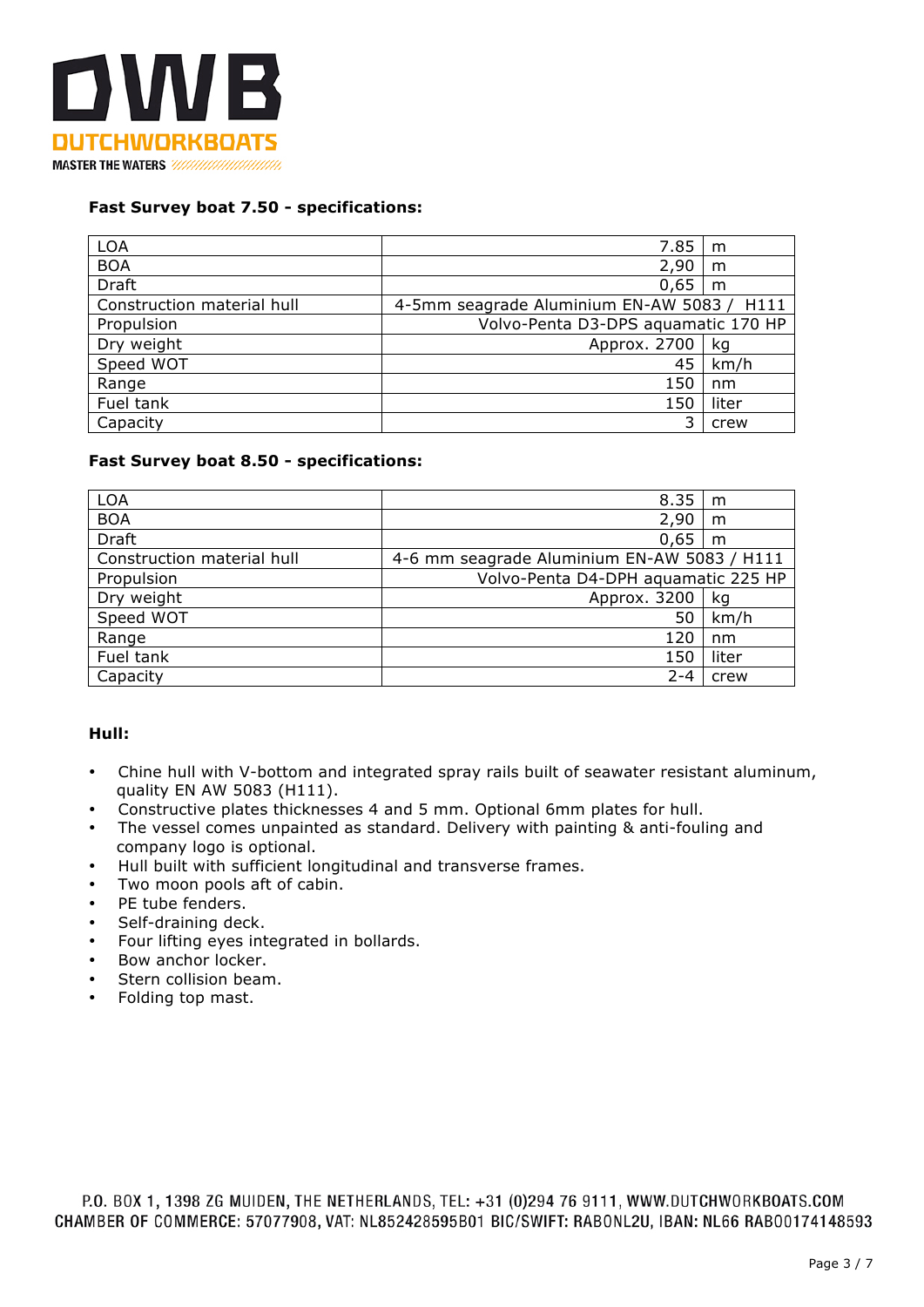**Fast Survey boat 7.50 - specifications:**

| | | |
|---|---|---|
| LOA | 7.85 | m |
| BOA | 2,90 | m |
| Draft | 0,65 | m |
| Construction material hull | 4-5mm seagrade Aluminium EN-AW 5083 / H111 | |
| Propulsion | Volvo-Penta D3-DPS aquamatic 170 HP | |
| Dry weight | Approx. 2700 | kg |
| Speed WOT | 45 | km/h |
| Range | 150 | nm |
| Fuel tank | 150 | liter |
| Capacity | 3 | crew |

**Fast Survey boat 8.50 - specifications:**

| | | |
|---|---|---|
| LOA | 8.35 | m |
| BOA | 2,90 | m |
| Draft | 0,65 | m |
| Construction material hull | 4-6 mm seagrade Aluminium EN-AW 5083 / H111 | |
| Propulsion | Volvo-Penta D4-DPH aquamatic 225 HP | |
| Dry weight | Approx. 3200 | kg |
| Speed WOT | 50 | km/h |
| Range | 120 | nm |
| Fuel tank | 150 | liter |
| Capacity | 2-4 | crew |

**Hull:**

- Chine hull with V-bottom and integrated spray rails built of seawater resistant aluminum, quality EN AW 5083 (H111).
- Constructive plates thicknesses 4 and 5 mm. Optional 6mm plates for hull.
- The vessel comes unpainted as standard. Delivery with painting & anti-fouling and company logo is optional.
- Hull built with sufficient longitudinal and transverse frames.
- Two moon pools aft of cabin.
- PE tube fenders.
- Self-draining deck.
- Four lifting eyes integrated in bollards.
- Bow anchor locker.
- Stern collision beam.
- Folding top mast.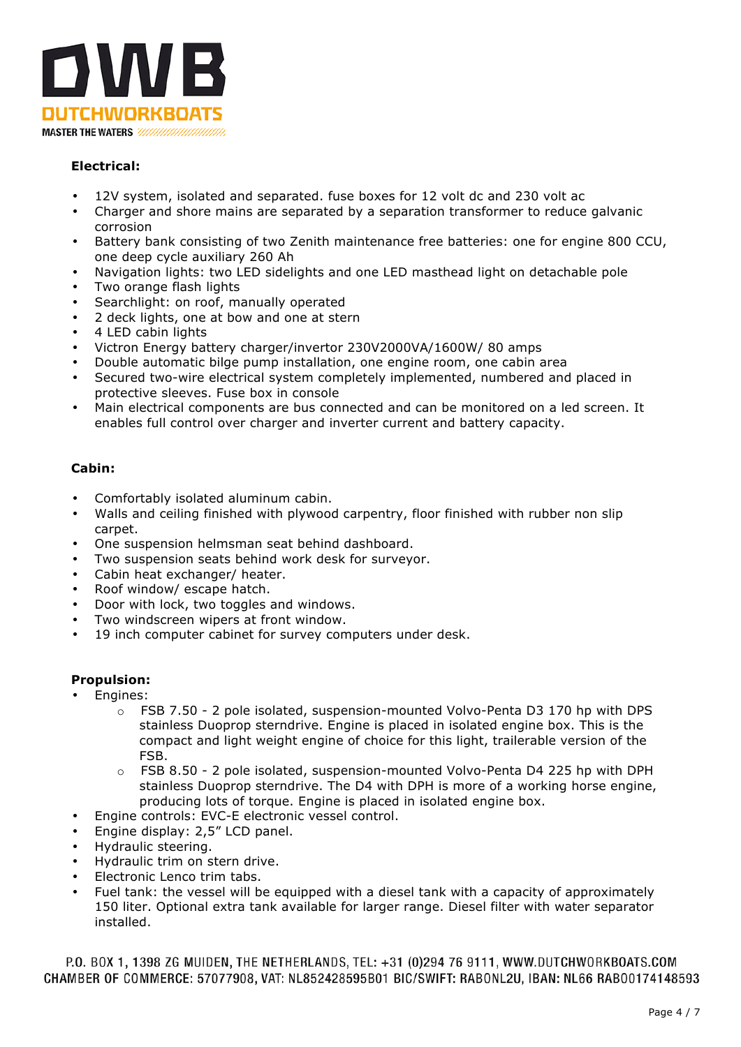**Electrical:**

- 12V system, isolated and separated. fuse boxes for 12 volt dc and 230 volt ac
- Charger and shore mains are separated by a separation transformer to reduce galvanic corrosion
- Battery bank consisting of two Zenith maintenance free batteries: one for engine 800 CCU, one deep cycle auxiliary 260 Ah
- Navigation lights: two LED sidelights and one LED masthead light on detachable pole
- Two orange flash lights
- Searchlight: on roof, manually operated
- 2 deck lights, one at bow and one at stern
- 4 LED cabin lights
- Victron Energy battery charger/invertor 230V2000VA/1600W/ 80 amps
- Double automatic bilge pump installation, one engine room, one cabin area
- Secured two-wire electrical system completely implemented, numbered and placed in protective sleeves. Fuse box in console
- Main electrical components are bus connected and can be monitored on a led screen. It enables full control over charger and inverter current and battery capacity.

**Cabin:**

- Comfortably isolated aluminum cabin.
- Walls and ceiling finished with plywood carpentry, floor finished with rubber non slip carpet.
- One suspension helmsman seat behind dashboard.
- Two suspension seats behind work desk for surveyor.
- Cabin heat exchanger/ heater.
- Roof window/ escape hatch.
- Door with lock, two toggles and windows.
- Two windscreen wipers at front window.
- 19 inch computer cabinet for survey computers under desk.

**Propulsion:**

- Engines:
  - FSB 7.50 - 2 pole isolated, suspension-mounted Volvo-Penta D3 170 hp with DPS stainless Duoprop sterndrive. Engine is placed in isolated engine box. This is the compact and light weight engine of choice for this light, trailerable version of the FSB.
  - FSB 8.50 - 2 pole isolated, suspension-mounted Volvo-Penta D4 225 hp with DPH stainless Duoprop sterndrive. The D4 with DPH is more of a working horse engine, producing lots of torque. Engine is placed in isolated engine box.
- Engine controls: EVC-E electronic vessel control.
- Engine display: 2,5" LCD panel.
- Hydraulic steering.
- Hydraulic trim on stern drive.
- Electronic Lenco trim tabs.
- Fuel tank: the vessel will be equipped with a diesel tank with a capacity of approximately 150 liter. Optional extra tank available for larger range. Diesel filter with water separator installed.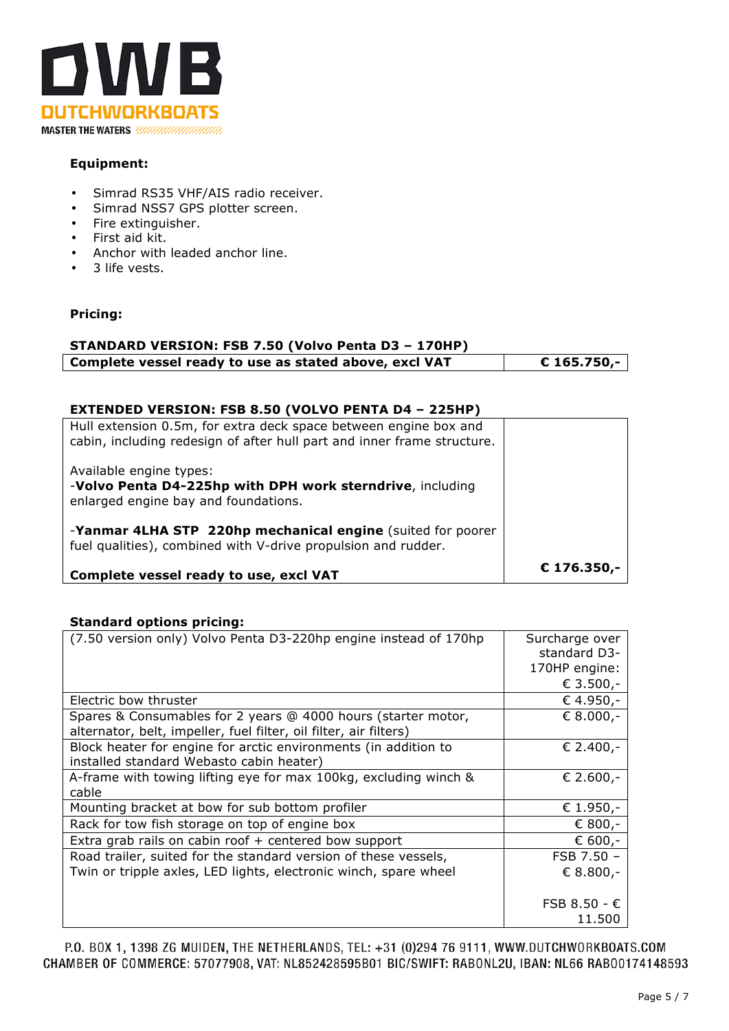**Equipment:**

- Simrad RS35 VHF/AIS radio receiver.
- Simrad NSS7 GPS plotter screen.
- Fire extinguisher.
- First aid kit.
- Anchor with leaded anchor line.
- 3 life vests.

**Pricing:**

**STANDARD VERSION: FSB 7.50 (Volvo Penta D3 – 170HP)**

| **Complete vessel ready to use as stated above, excl VAT** | **€ 165.750,-** |
|---|---|

**EXTENDED VERSION: FSB 8.50 (VOLVO PENTA D4 – 225HP)**

| | |
|---|---|
| Hull extension 0.5m, for extra deck space between engine box and cabin, including redesign of after hull part and inner frame structure.<br><br>Available engine types:<br>-**Volvo Penta D4-225hp with DPH work sterndrive**, including enlarged engine bay and foundations.<br><br>-**Yanmar 4LHA STP 220hp mechanical engine** (suited for poorer fuel qualities), combined with V-drive propulsion and rudder.<br><br>**Complete vessel ready to use, excl VAT** | **€ 176.350,-** |

**Standard options pricing:**

| | |
|---|---|
| (7.50 version only) Volvo Penta D3-220hp engine instead of 170hp | Surcharge over standard D3-170HP engine: € 3.500,- |
| Electric bow thruster | € 4.950,- |
| Spares & Consumables for 2 years @ 4000 hours (starter motor, alternator, belt, impeller, fuel filter, oil filter, air filters) | € 8.000,- |
| Block heater for engine for arctic environments (in addition to installed standard Webasto cabin heater) | € 2.400,- |
| A-frame with towing lifting eye for max 100kg, excluding winch & cable | € 2.600,- |
| Mounting bracket at bow for sub bottom profiler | € 1.950,- |
| Rack for tow fish storage on top of engine box | € 800,- |
| Extra grab rails on cabin roof + centered bow support | € 600,- |
| Road trailer, suited for the standard version of these vessels, Twin or tripple axles, LED lights, electronic winch, spare wheel | FSB 7.50 – € 8.800,-<br><br>FSB 8.50 - € 11.500 |

P.O. BOX 1, 1398 ZG MUIDEN, THE NETHERLANDS, TEL: +31 (0)294 76 9111, WWW.DUTCHWORKBOATS.COM
CHAMBER OF COMMERCE: 57077908, VAT: NL852428595B01 BIC/SWIFT: RABONL2U, IBAN: NL66 RABO0174148593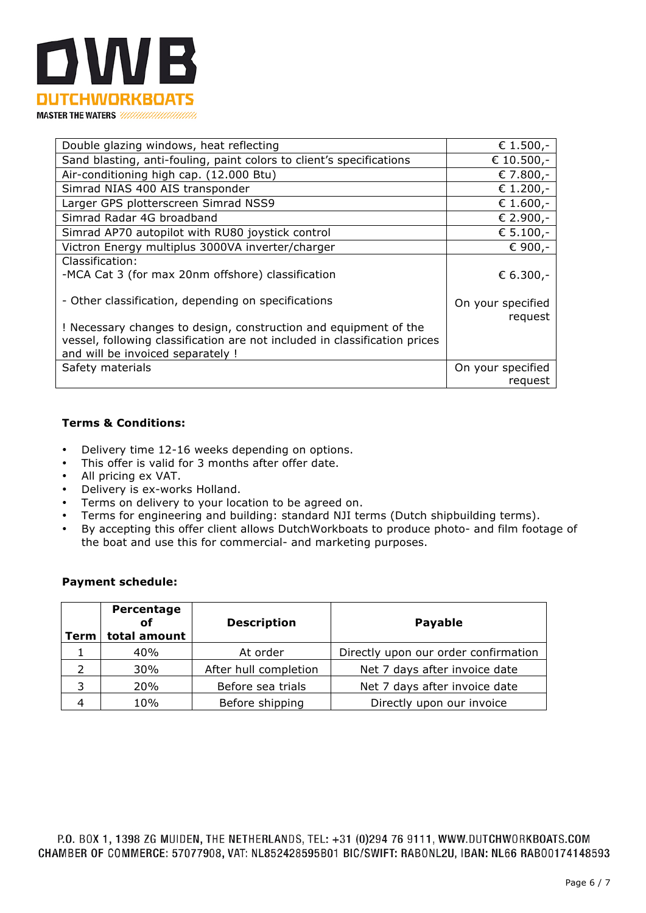| | |
|---|---|
| Double glazing windows, heat reflecting | € 1.500,- |
| Sand blasting, anti-fouling, paint colors to client's specifications | € 10.500,- |
| Air-conditioning high cap. (12.000 Btu) | € 7.800,- |
| Simrad NIAS 400 AIS transponder | € 1.200,- |
| Larger GPS plotterscreen Simrad NSS9 | € 1.600,- |
| Simrad Radar 4G broadband | € 2.900,- |
| Simrad AP70 autopilot with RU80 joystick control | € 5.100,- |
| Victron Energy multiplus 3000VA inverter/charger | € 900,- |
| Classification:<br>-MCA Cat 3 (for max 20nm offshore) classification<br><br>- Other classification, depending on specifications<br><br>! Necessary changes to design, construction and equipment of the vessel, following classification are not included in classification prices and will be invoiced separately ! | <br>€ 6.300,-<br><br>On your specified request |
| Safety materials | On your specified request |

**Terms & Conditions:**

- Delivery time 12-16 weeks depending on options.
- This offer is valid for 3 months after offer date.
- All pricing ex VAT.
- Delivery is ex-works Holland.
- Terms on delivery to your location to be agreed on.
- Terms for engineering and building: standard NJI terms (Dutch shipbuilding terms).
- By accepting this offer client allows DutchWorkboats to produce photo- and film footage of the boat and use this for commercial- and marketing purposes.

**Payment schedule:**

| Term | Percentage of total amount | Description | Payable |
|---|---|---|---|
| 1 | 40% | At order | Directly upon our order confirmation |
| 2 | 30% | After hull completion | Net 7 days after invoice date |
| 3 | 20% | Before sea trials | Net 7 days after invoice date |
| 4 | 10% | Before shipping | Directly upon our invoice |

P.O. BOX 1, 1398 ZG MUIDEN, THE NETHERLANDS, TEL: +31 (0)294 76 9111, WWW.DUTCHWORKBOATS.COM
CHAMBER OF COMMERCE: 57077908, VAT: NL852428595B01 BIC/SWIFT: RABONL2U, IBAN: NL66 RABO0174148593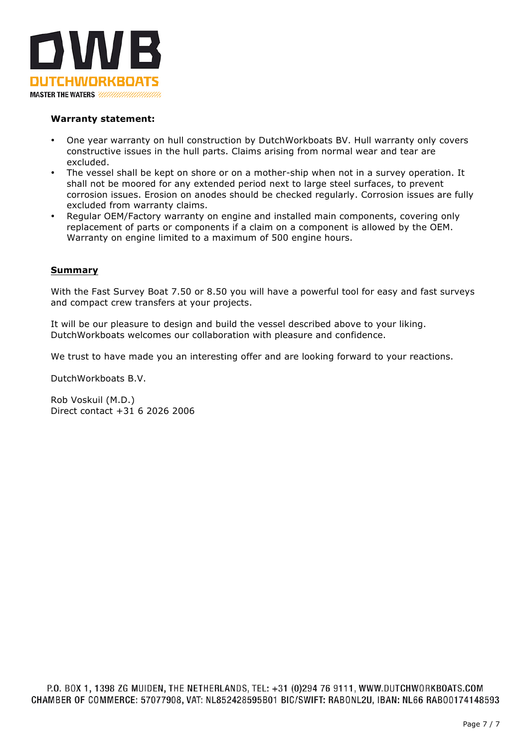**Warranty statement:**

- One year warranty on hull construction by DutchWorkboats BV. Hull warranty only covers constructive issues in the hull parts. Claims arising from normal wear and tear are excluded.
- The vessel shall be kept on shore or on a mother-ship when not in a survey operation. It shall not be moored for any extended period next to large steel surfaces, to prevent corrosion issues. Erosion on anodes should be checked regularly. Corrosion issues are fully excluded from warranty claims.
- Regular OEM/Factory warranty on engine and installed main components, covering only replacement of parts or components if a claim on a component is allowed by the OEM. Warranty on engine limited to a maximum of 500 engine hours.

## Summary

With the Fast Survey Boat 7.50 or 8.50 you will have a powerful tool for easy and fast surveys and compact crew transfers at your projects.

It will be our pleasure to design and build the vessel described above to your liking. DutchWorkboats welcomes our collaboration with pleasure and confidence.

We trust to have made you an interesting offer and are looking forward to your reactions.

DutchWorkboats B.V.

Rob Voskuil (M.D.)
Direct contact +31 6 2026 2006